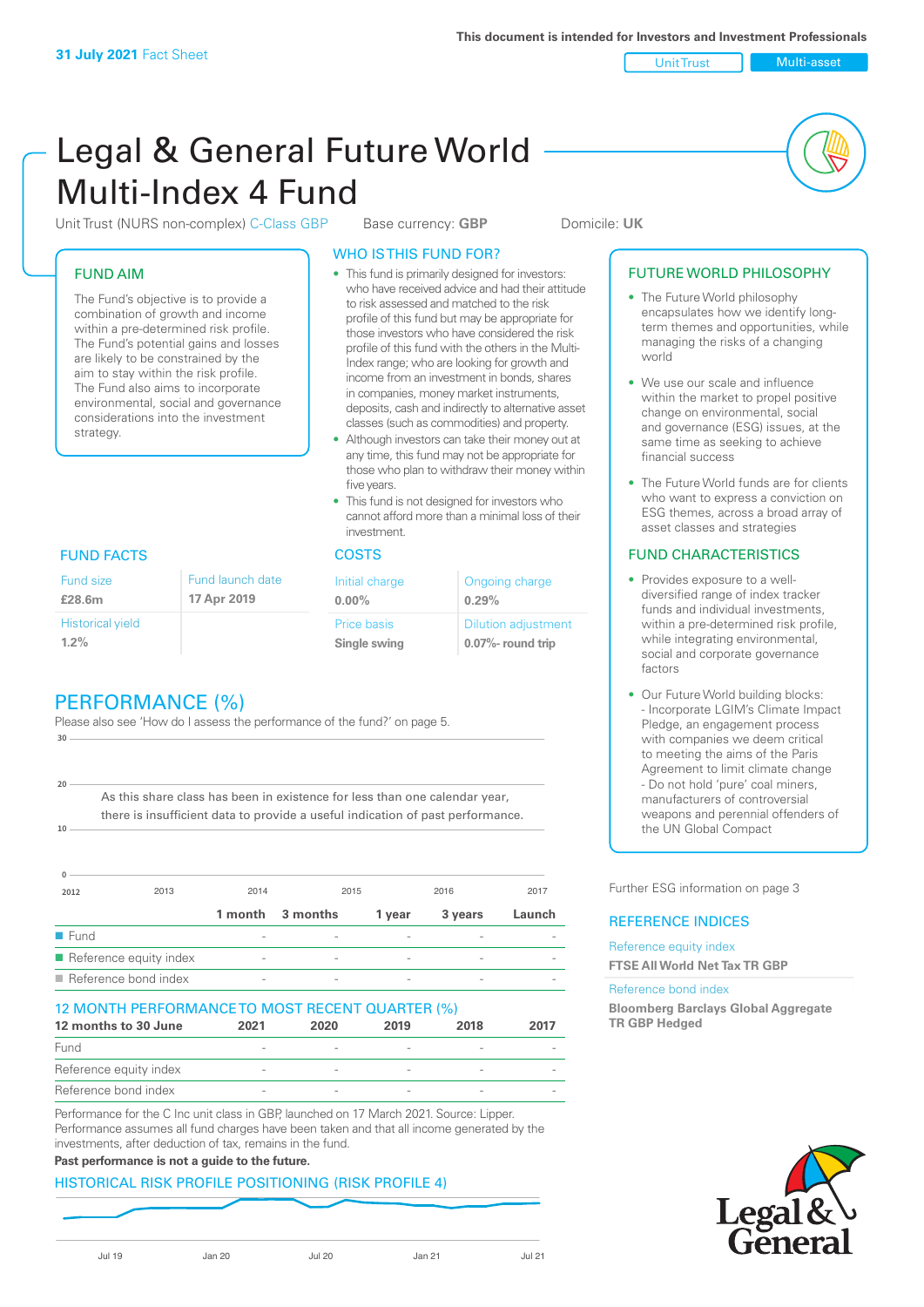31 July 2021 Fact Sheet

This document is intended for Investors and Investment Professionals

Unit Trust | Multi-asset

# Legal & General Future World Multi-Index 4 Fund

Unit Trust (NURS non-complex) C-Class GBP    Base currency: **GBP**    Domicile: **UK**

## FUND AIM

The Fund's objective is to provide a combination of growth and income within a pre-determined risk profile. The Fund's potential gains and losses are likely to be constrained by the aim to stay within the risk profile. The Fund also aims to incorporate environmental, social and governance considerations into the investment strategy.

## WHO IS THIS FUND FOR?

- This fund is primarily designed for investors: who have received advice and had their attitude to risk assessed and matched to the risk profile of this fund but may be appropriate for those investors who have considered the risk profile of this fund with the others in the Multi-Index range; who are looking for growth and income from an investment in bonds, shares in companies, money market instruments, deposits, cash and indirectly to alternative asset classes (such as commodities) and property.
- Although investors can take their money out at any time, this fund may not be appropriate for those who plan to withdraw their money within five years.
- This fund is not designed for investors who cannot afford more than a minimal loss of their investment.

## FUTURE WORLD PHILOSOPHY

- The Future World philosophy encapsulates how we identify long-term themes and opportunities, while managing the risks of a changing world
- We use our scale and influence within the market to propel positive change on environmental, social and governance (ESG) issues, at the same time as seeking to achieve financial success
- The Future World funds are for clients who want to express a conviction on ESG themes, across a broad array of asset classes and strategies

## FUND FACTS

| Fund size | Fund launch date |
|---|---|
| **£28.6m** | **17 Apr 2019** |
| Historical yield | |
| **1.2%** | |

## COSTS

| Initial charge | Ongoing charge |
|---|---|
| **0.00%** | **0.29%** |
| Price basis | Dilution adjustment |
| **Single swing** | **0.07%- round trip** |

## FUND CHARACTERISTICS

- Provides exposure to a well-diversified range of index tracker funds and individual investments, within a pre-determined risk profile, while integrating environmental, social and corporate governance factors
- Our Future World building blocks:
  - Incorporate LGIM's Climate Impact Pledge, an engagement process with companies we deem critical to meeting the aims of the Paris Agreement to limit climate change
  - Do not hold 'pure' coal miners, manufacturers of controversial weapons and perennial offenders of the UN Global Compact

Further ESG information on page 3

## PERFORMANCE (%)

Please also see 'How do I assess the performance of the fund?' on page 5.

As this share class has been in existence for less than one calendar year, there is insufficient data to provide a useful indication of past performance.

| | 1 month | 3 months | 1 year | 3 years | Launch |
|---|---|---|---|---|---|
| Fund | - | - | - | - | - |
| Reference equity index | - | - | - | - | - |
| Reference bond index | - | - | - | - | - |

## 12 MONTH PERFORMANCE TO MOST RECENT QUARTER (%)

| 12 months to 30 June | 2021 | 2020 | 2019 | 2018 | 2017 |
|---|---|---|---|---|---|
| Fund | - | - | - | - | - |
| Reference equity index | - | - | - | - | - |
| Reference bond index | - | - | - | - | - |

Performance for the C Inc unit class in GBP, launched on 17 March 2021. Source: Lipper. Performance assumes all fund charges have been taken and that all income generated by the investments, after deduction of tax, remains in the fund.

**Past performance is not a guide to the future.**

## REFERENCE INDICES

Reference equity index
**FTSE All World Net Tax TR GBP**

Reference bond index
**Bloomberg Barclays Global Aggregate TR GBP Hedged**

## HISTORICAL RISK PROFILE POSITIONING (RISK PROFILE 4)

Jul 19 | Jan 20 | Jul 20 | Jan 21 | Jul 21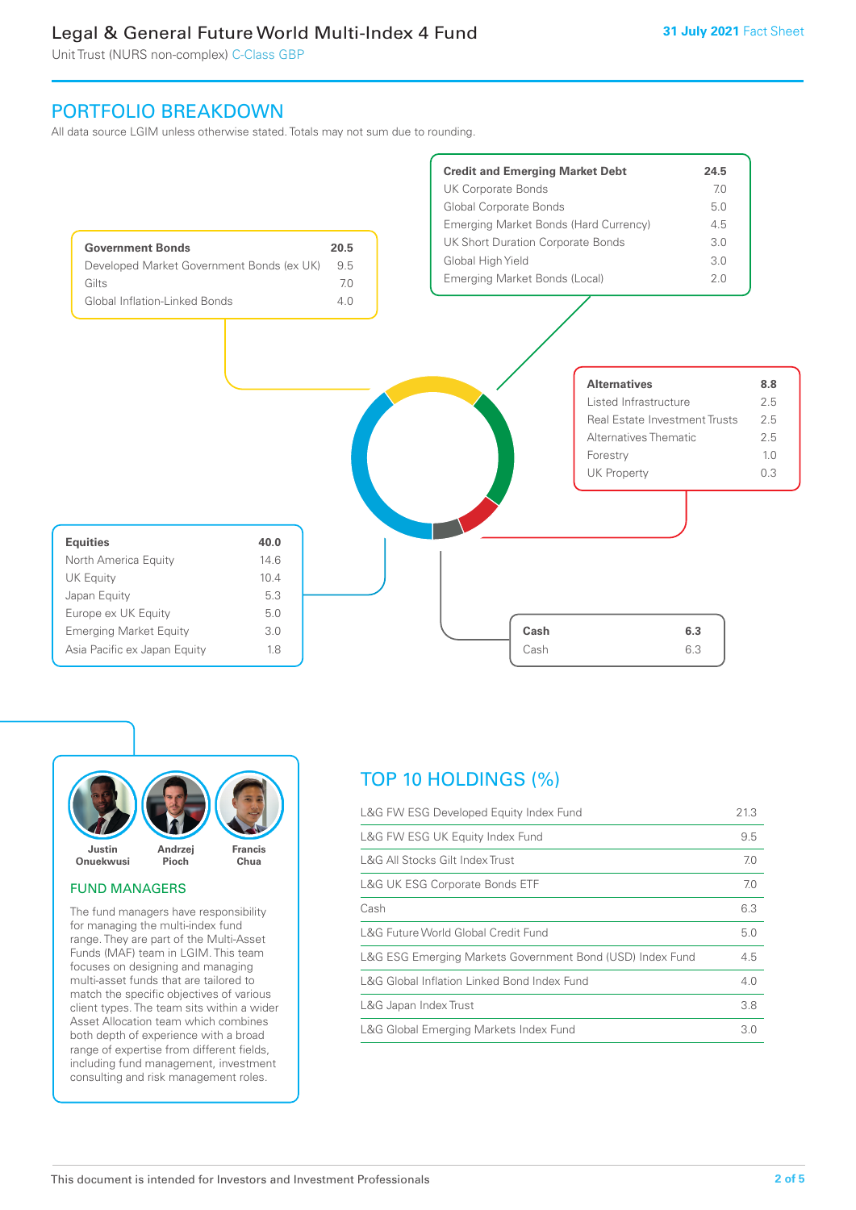## PORTFOLIO BREAKDOWN

All data source LGIM unless otherwise stated. Totals may not sum due to rounding.

| **Government Bonds** | **20.5** |
|---|---|
| Developed Market Government Bonds (ex UK) | 9.5 |
| Gilts | 7.0 |
| Global Inflation-Linked Bonds | 4.0 |

| **Credit and Emerging Market Debt** | **24.5** |
|---|---|
| UK Corporate Bonds | 7.0 |
| Global Corporate Bonds | 5.0 |
| Emerging Market Bonds (Hard Currency) | 4.5 |
| UK Short Duration Corporate Bonds | 3.0 |
| Global High Yield | 3.0 |
| Emerging Market Bonds (Local) | 2.0 |

| **Alternatives** | **8.8** |
|---|---|
| Listed Infrastructure | 2.5 |
| Real Estate Investment Trusts | 2.5 |
| Alternatives Thematic | 2.5 |
| Forestry | 1.0 |
| UK Property | 0.3 |

| **Equities** | **40.0** |
|---|---|
| North America Equity | 14.6 |
| UK Equity | 10.4 |
| Japan Equity | 5.3 |
| Europe ex UK Equity | 5.0 |
| Emerging Market Equity | 3.0 |
| Asia Pacific ex Japan Equity | 1.8 |

| **Cash** | **6.3** |
|---|---|
| Cash | 6.3 |

Justin Onuekwusi, Andrzej Pioch, Francis Chua

### FUND MANAGERS

The fund managers have responsibility for managing the multi-index fund range. They are part of the Multi-Asset Funds (MAF) team in LGIM. This team focuses on designing and managing multi-asset funds that are tailored to match the specific objectives of various client types. The team sits within a wider Asset Allocation team which combines both depth of experience with a broad range of expertise from different fields, including fund management, investment consulting and risk management roles.

## TOP 10 HOLDINGS (%)

| Holding | % |
|---|---|
| L&G FW ESG Developed Equity Index Fund | 21.3 |
| L&G FW ESG UK Equity Index Fund | 9.5 |
| L&G All Stocks Gilt Index Trust | 7.0 |
| L&G UK ESG Corporate Bonds ETF | 7.0 |
| Cash | 6.3 |
| L&G Future World Global Credit Fund | 5.0 |
| L&G ESG Emerging Markets Government Bond (USD) Index Fund | 4.5 |
| L&G Global Inflation Linked Bond Index Fund | 4.0 |
| L&G Japan Index Trust | 3.8 |
| L&G Global Emerging Markets Index Fund | 3.0 |

This document is intended for Investors and Investment Professionals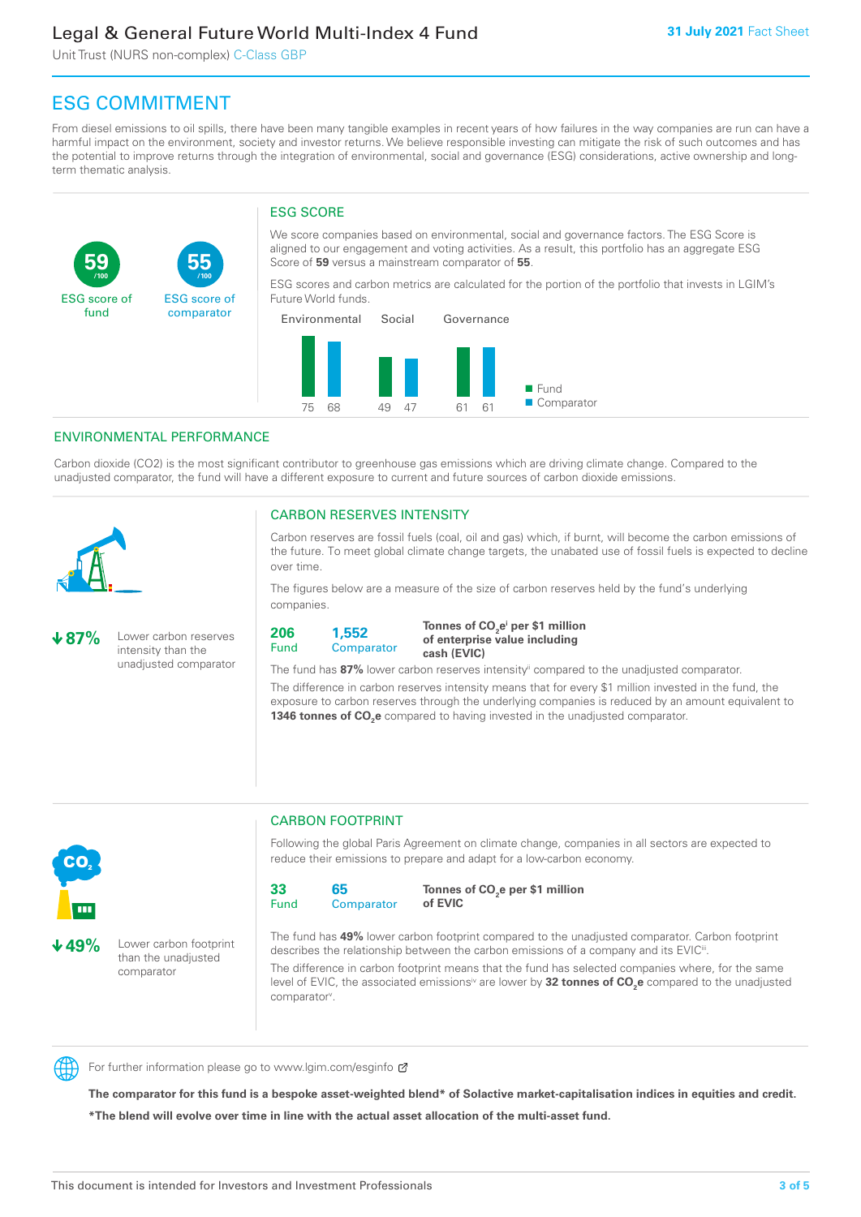## ESG COMMITMENT

From diesel emissions to oil spills, there have been many tangible examples in recent years of how failures in the way companies are run can have a harmful impact on the environment, society and investor returns. We believe responsible investing can mitigate the risk of such outcomes and has the potential to improve returns through the integration of environmental, social and governance (ESG) considerations, active ownership and long-term thematic analysis.

**59** /100 ESG score of fund

**55** /100 ESG score of comparator

### ESG SCORE

We score companies based on environmental, social and governance factors. The ESG Score is aligned to our engagement and voting activities. As a result, this portfolio has an aggregate ESG Score of **59** versus a mainstream comparator of **55**.

ESG scores and carbon metrics are calculated for the portion of the portfolio that invests in LGIM's Future World funds.

| | Environmental | Social | Governance |
|---|---|---|---|
| Fund | 75 | 49 | 61 |
| Comparator | 68 | 47 | 61 |

## ENVIRONMENTAL PERFORMANCE

Carbon dioxide (CO2) is the most significant contributor to greenhouse gas emissions which are driving climate change. Compared to the unadjusted comparator, the fund will have a different exposure to current and future sources of carbon dioxide emissions.

**↓87%** Lower carbon reserves intensity than the unadjusted comparator

### CARBON RESERVES INTENSITY

Carbon reserves are fossil fuels (coal, oil and gas) which, if burnt, will become the carbon emissions of the future. To meet global climate change targets, the unabated use of fossil fuels is expected to decline over time.

The figures below are a measure of the size of carbon reserves held by the fund's underlying companies.

| 206 Fund | 1,552 Comparator | Tonnes of $CO_2e$[i] per $1 million of enterprise value including cash (EVIC) |
|---|---|---|

The fund has **87%** lower carbon reserves intensity[ii] compared to the unadjusted comparator.

The difference in carbon reserves intensity means that for every $1 million invested in the fund, the exposure to carbon reserves through the underlying companies is reduced by an amount equivalent to **1346 tonnes of $CO_2e$** compared to having invested in the unadjusted comparator.

**↓49%** Lower carbon footprint than the unadjusted comparator

### CARBON FOOTPRINT

Following the global Paris Agreement on climate change, companies in all sectors are expected to reduce their emissions to prepare and adapt for a low-carbon economy.

| 33 Fund | 65 Comparator | Tonnes of $CO_2e$ per $1 million of EVIC |
|---|---|---|

The fund has **49%** lower carbon footprint compared to the unadjusted comparator. Carbon footprint describes the relationship between the carbon emissions of a company and its EVIC[iii].

The difference in carbon footprint means that the fund has selected companies where, for the same level of EVIC, the associated emissions[iv] are lower by **32 tonnes of $CO_2e$** compared to the unadjusted comparator[v].

For further information please go to www.lgim.com/esginfo

**The comparator for this fund is a bespoke asset-weighted blend* of Solactive market-capitalisation indices in equities and credit.**

***The blend will evolve over time in line with the actual asset allocation of the multi-asset fund.**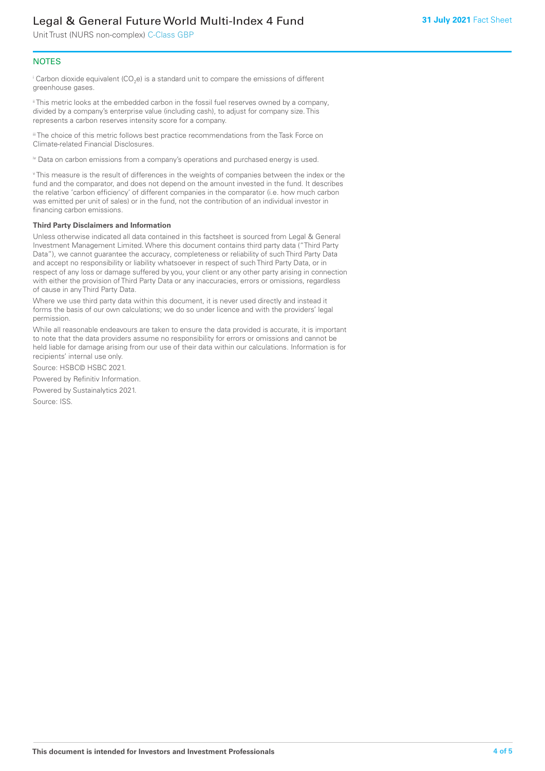## NOTES

[i] Carbon dioxide equivalent ($CO_2e$) is a standard unit to compare the emissions of different greenhouse gases.

[ii] This metric looks at the embedded carbon in the fossil fuel reserves owned by a company, divided by a company's enterprise value (including cash), to adjust for company size. This represents a carbon reserves intensity score for a company.

[iii] The choice of this metric follows best practice recommendations from the Task Force on Climate-related Financial Disclosures.

[iv] Data on carbon emissions from a company's operations and purchased energy is used.

[v] This measure is the result of differences in the weights of companies between the index or the fund and the comparator, and does not depend on the amount invested in the fund. It describes the relative 'carbon efficiency' of different companies in the comparator (i.e. how much carbon was emitted per unit of sales) or in the fund, not the contribution of an individual investor in financing carbon emissions.

**Third Party Disclaimers and Information**

Unless otherwise indicated all data contained in this factsheet is sourced from Legal & General Investment Management Limited. Where this document contains third party data ("Third Party Data"), we cannot guarantee the accuracy, completeness or reliability of such Third Party Data and accept no responsibility or liability whatsoever in respect of such Third Party Data, or in respect of any loss or damage suffered by you, your client or any other party arising in connection with either the provision of Third Party Data or any inaccuracies, errors or omissions, regardless of cause in any Third Party Data.

Where we use third party data within this document, it is never used directly and instead it forms the basis of our own calculations; we do so under licence and with the providers' legal permission.

While all reasonable endeavours are taken to ensure the data provided is accurate, it is important to note that the data providers assume no responsibility for errors or omissions and cannot be held liable for damage arising from our use of their data within our calculations. Information is for recipients' internal use only.

Source: HSBC© HSBC 2021.

Powered by Refinitiv Information.

Powered by Sustainalytics 2021.

Source: ISS.

**This document is intended for Investors and Investment Professionals**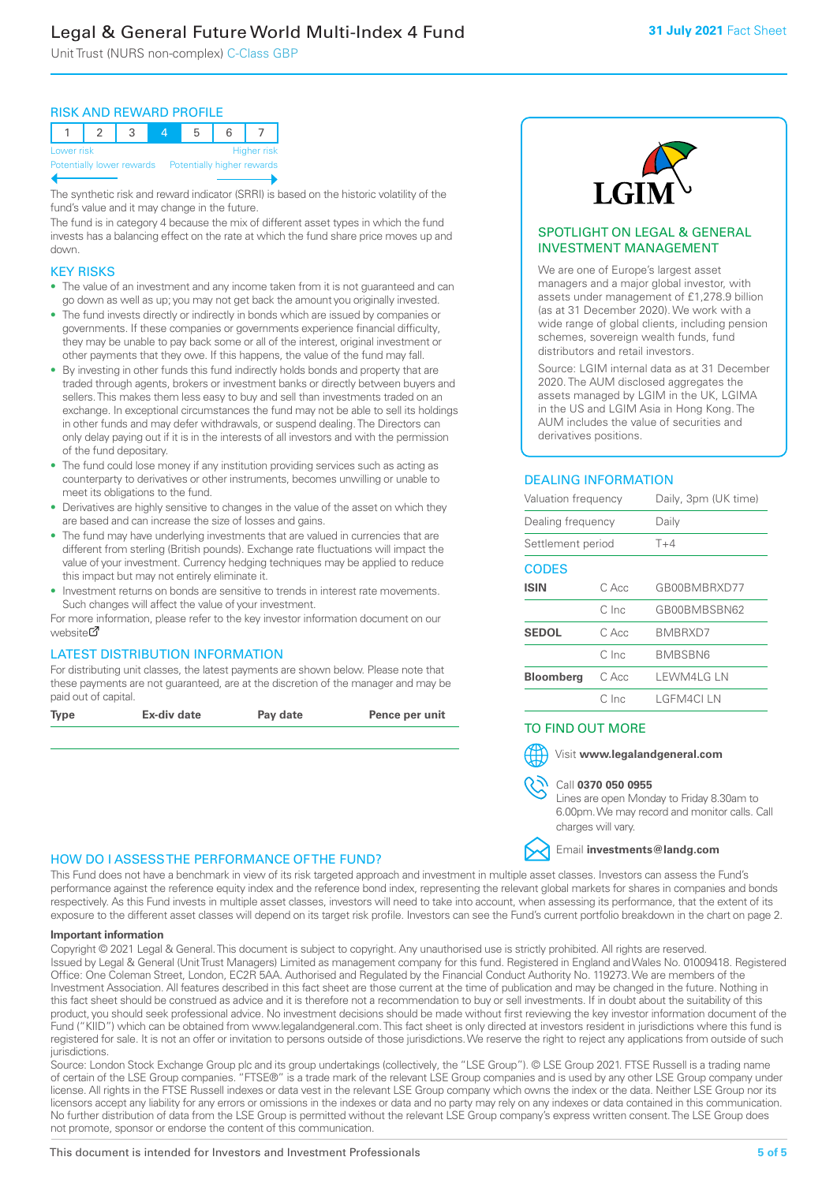# Legal & General Future World Multi-Index 4 Fund

Unit Trust (NURS non-complex) C-Class GBP

31 July 2021 Fact Sheet

## RISK AND REWARD PROFILE

| 1 | 2 | 3 | 4 | 5 | 6 | 7 |
|---|---|---|---|---|---|---|

Lower risk — Higher risk

Potentially lower rewards — Potentially higher rewards

The synthetic risk and reward indicator (SRRI) is based on the historic volatility of the fund's value and it may change in the future.

The fund is in category 4 because the mix of different asset types in which the fund invests has a balancing effect on the rate at which the fund share price moves up and down.

## KEY RISKS

- The value of an investment and any income taken from it is not guaranteed and can go down as well as up; you may not get back the amount you originally invested.
- The fund invests directly or indirectly in bonds which are issued by companies or governments. If these companies or governments experience financial difficulty, they may be unable to pay back some or all of the interest, original investment or other payments that they owe. If this happens, the value of the fund may fall.
- By investing in other funds this fund indirectly holds bonds and property that are traded through agents, brokers or investment banks or directly between buyers and sellers. This makes them less easy to buy and sell than investments traded on an exchange. In exceptional circumstances the fund may not be able to sell its holdings in other funds and may defer withdrawals, or suspend dealing. The Directors can only delay paying out if it is in the interests of all investors and with the permission of the fund depositary.
- The fund could lose money if any institution providing services such as acting as counterparty to derivatives or other instruments, becomes unwilling or unable to meet its obligations to the fund.
- Derivatives are highly sensitive to changes in the value of the asset on which they are based and can increase the size of losses and gains.
- The fund may have underlying investments that are valued in currencies that are different from sterling (British pounds). Exchange rate fluctuations will impact the value of your investment. Currency hedging techniques may be applied to reduce this impact but may not entirely eliminate it.
- Investment returns on bonds are sensitive to trends in interest rate movements. Such changes will affect the value of your investment.

For more information, please refer to the key investor information document on our website

## LATEST DISTRIBUTION INFORMATION

For distributing unit classes, the latest payments are shown below. Please note that these payments are not guaranteed, are at the discretion of the manager and may be paid out of capital.

| Type | Ex-div date | Pay date | Pence per unit |
|---|---|---|---|

## SPOTLIGHT ON LEGAL & GENERAL INVESTMENT MANAGEMENT

We are one of Europe's largest asset managers and a major global investor, with assets under management of £1,278.9 billion (as at 31 December 2020). We work with a wide range of global clients, including pension schemes, sovereign wealth funds, fund distributors and retail investors.

Source: LGIM internal data as at 31 December 2020. The AUM disclosed aggregates the assets managed by LGIM in the UK, LGIMA in the US and LGIM Asia in Hong Kong. The AUM includes the value of securities and derivatives positions.

## DEALING INFORMATION

| | |
|---|---|
| Valuation frequency | Daily, 3pm (UK time) |
| Dealing frequency | Daily |
| Settlement period | T+4 |

## CODES

| | | |
|---|---|---|
| **ISIN** | C Acc | GB00BMBRXD77 |
| | C Inc | GB00BMBSBN62 |
| **SEDOL** | C Acc | BMBRXD7 |
| | C Inc | BMBSBN6 |
| **Bloomberg** | C Acc | LEWM4LG LN |
| | C Inc | LGFM4CI LN |

## TO FIND OUT MORE

Visit **www.legalandgeneral.com**

Call **0370 050 0955**
Lines are open Monday to Friday 8.30am to 6.00pm. We may record and monitor calls. Call charges will vary.

Email **investments@landg.com**

## HOW DO I ASSESS THE PERFORMANCE OF THE FUND?

This Fund does not have a benchmark in view of its risk targeted approach and investment in multiple asset classes. Investors can assess the Fund's performance against the reference equity index and the reference bond index, representing the relevant global markets for shares in companies and bonds respectively. As this Fund invests in multiple asset classes, investors will need to take into account, when assessing its performance, that the extent of its exposure to the different asset classes will depend on its target risk profile. Investors can see the Fund's current portfolio breakdown in the chart on page 2.

#### Important information

Copyright © 2021 Legal & General. This document is subject to copyright. Any unauthorised use is strictly prohibited. All rights are reserved.

Issued by Legal & General (Unit Trust Managers) Limited as management company for this fund. Registered in England and Wales No. 01009418. Registered Office: One Coleman Street, London, EC2R 5AA. Authorised and Regulated by the Financial Conduct Authority No. 119273. We are members of the Investment Association. All features described in this fact sheet are those current at the time of publication and may be changed in the future. Nothing in this fact sheet should be construed as advice and it is therefore not a recommendation to buy or sell investments. If in doubt about the suitability of this product, you should seek professional advice. No investment decisions should be made without first reviewing the key investor information document of the Fund ("KIID") which can be obtained from www.legalandgeneral.com. This fact sheet is only directed at investors resident in jurisdictions where this fund is registered for sale. It is not an offer or invitation to persons outside of those jurisdictions. We reserve the right to reject any applications from outside of such jurisdictions.

Source: London Stock Exchange Group plc and its group undertakings (collectively, the "LSE Group"). © LSE Group 2021. FTSE Russell is a trading name of certain of the LSE Group companies. "FTSE®" is a trade mark of the relevant LSE Group companies and is used by any other LSE Group company under license. All rights in the FTSE Russell indexes or data vest in the relevant LSE Group company which owns the index or the data. Neither LSE Group nor its licensors accept any liability for any errors or omissions in the indexes or data and no party may rely on any indexes or data contained in this communication. No further distribution of data from the LSE Group is permitted without the relevant LSE Group company's express written consent. The LSE Group does not promote, sponsor or endorse the content of this communication.

This document is intended for Investors and Investment Professionals